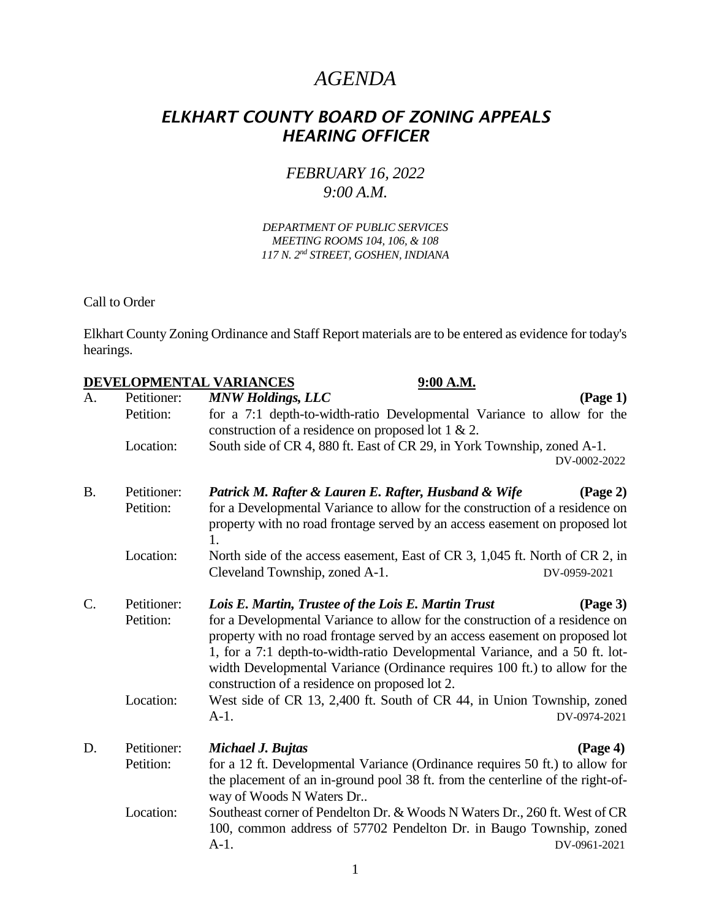# *AGENDA*

## *ELKHART COUNTY BOARD OF ZONING APPEALS HEARING OFFICER*

*FEBRUARY 16, 2022*
*9:00 A.M.*

*DEPARTMENT OF PUBLIC SERVICES*
*MEETING ROOMS 104, 106, & 108*
*117 N. 2nd STREET, GOSHEN, INDIANA*

Call to Order

Elkhart County Zoning Ordinance and Staff Report materials are to be entered as evidence for today's hearings.

**DEVELOPMENTAL VARIANCES** **9:00 A.M.**

A. Petitioner: ***MNW Holdings, LLC*** **(Page 1)**
Petition: for a 7:1 depth-to-width-ratio Developmental Variance to allow for the construction of a residence on proposed lot 1 & 2.
Location: South side of CR 4, 880 ft. East of CR 29, in York Township, zoned A-1.
DV-0002-2022

B. Petitioner: ***Patrick M. Rafter & Lauren E. Rafter, Husband & Wife*** **(Page 2)**
Petition: for a Developmental Variance to allow for the construction of a residence on property with no road frontage served by an access easement on proposed lot 1.
Location: North side of the access easement, East of CR 3, 1,045 ft. North of CR 2, in Cleveland Township, zoned A-1.
DV-0959-2021

C. Petitioner: ***Lois E. Martin, Trustee of the Lois E. Martin Trust*** **(Page 3)**
Petition: for a Developmental Variance to allow for the construction of a residence on property with no road frontage served by an access easement on proposed lot 1, for a 7:1 depth-to-width-ratio Developmental Variance, and a 50 ft. lot-width Developmental Variance (Ordinance requires 100 ft.) to allow for the construction of a residence on proposed lot 2.
Location: West side of CR 13, 2,400 ft. South of CR 44, in Union Township, zoned A-1.
DV-0974-2021

D. Petitioner: ***Michael J. Bujtas*** **(Page 4)**
Petition: for a 12 ft. Developmental Variance (Ordinance requires 50 ft.) to allow for the placement of an in-ground pool 38 ft. from the centerline of the right-of-way of Woods N Waters Dr..
Location: Southeast corner of Pendelton Dr. & Woods N Waters Dr., 260 ft. West of CR 100, common address of 57702 Pendelton Dr. in Baugo Township, zoned A-1.
DV-0961-2021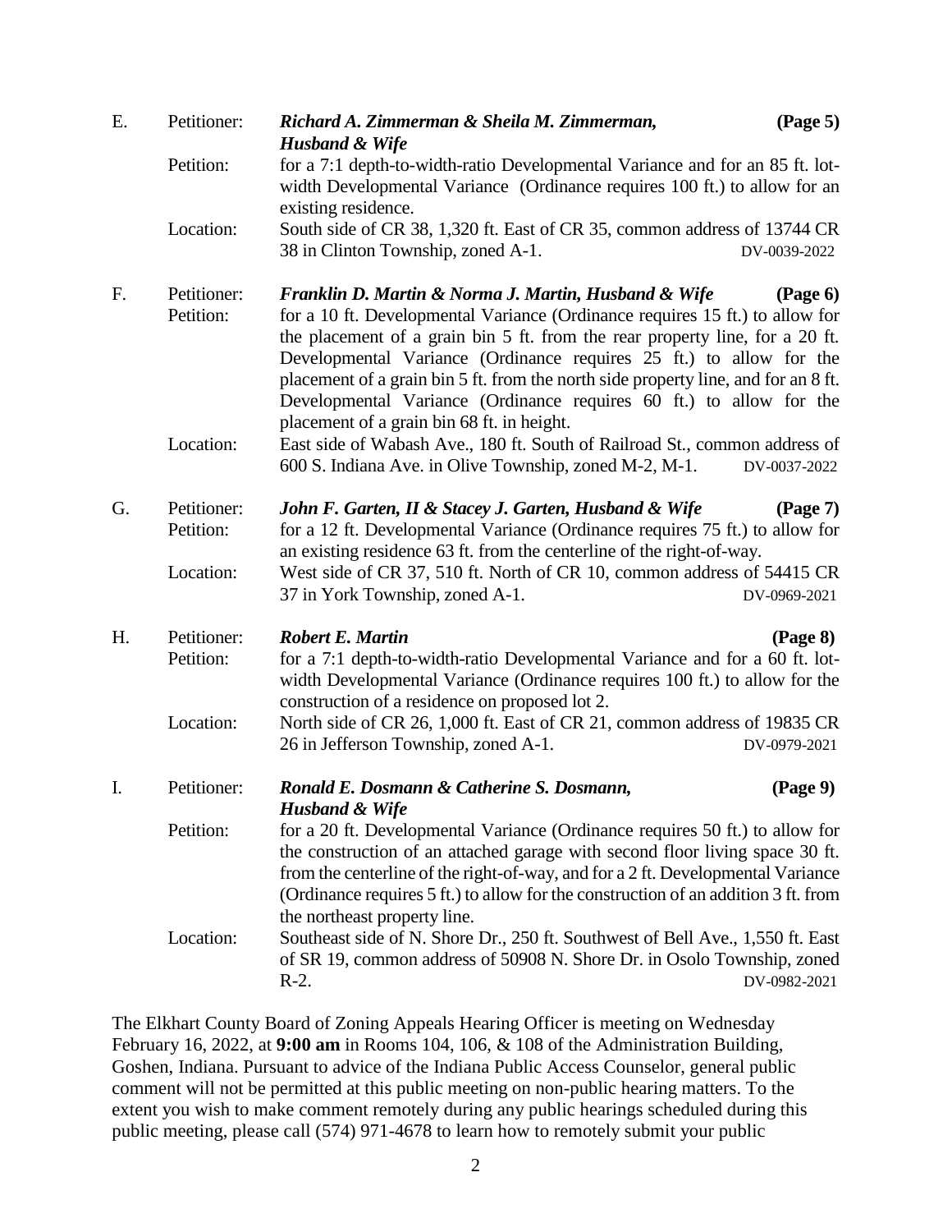E. Petitioner: ***Richard A. Zimmerman & Sheila M. Zimmerman, Husband & Wife*** **(Page 5)**

Petition: for a 7:1 depth-to-width-ratio Developmental Variance and for an 85 ft. lot-width Developmental Variance (Ordinance requires 100 ft.) to allow for an existing residence.

Location: South side of CR 38, 1,320 ft. East of CR 35, common address of 13744 CR 38 in Clinton Township, zoned A-1. DV-0039-2022

F. Petitioner: ***Franklin D. Martin & Norma J. Martin, Husband & Wife*** **(Page 6)**

Petition: for a 10 ft. Developmental Variance (Ordinance requires 15 ft.) to allow for the placement of a grain bin 5 ft. from the rear property line, for a 20 ft. Developmental Variance (Ordinance requires 25 ft.) to allow for the placement of a grain bin 5 ft. from the north side property line, and for an 8 ft. Developmental Variance (Ordinance requires 60 ft.) to allow for the placement of a grain bin 68 ft. in height.

Location: East side of Wabash Ave., 180 ft. South of Railroad St., common address of 600 S. Indiana Ave. in Olive Township, zoned M-2, M-1. DV-0037-2022

G. Petitioner: ***John F. Garten, II & Stacey J. Garten, Husband & Wife*** **(Page 7)**

Petition: for a 12 ft. Developmental Variance (Ordinance requires 75 ft.) to allow for an existing residence 63 ft. from the centerline of the right-of-way.

Location: West side of CR 37, 510 ft. North of CR 10, common address of 54415 CR 37 in York Township, zoned A-1. DV-0969-2021

H. Petitioner: ***Robert E. Martin*** **(Page 8)**

Petition: for a 7:1 depth-to-width-ratio Developmental Variance and for a 60 ft. lot-width Developmental Variance (Ordinance requires 100 ft.) to allow for the construction of a residence on proposed lot 2.

Location: North side of CR 26, 1,000 ft. East of CR 21, common address of 19835 CR 26 in Jefferson Township, zoned A-1. DV-0979-2021

I. Petitioner: ***Ronald E. Dosmann & Catherine S. Dosmann, Husband & Wife*** **(Page 9)**

Petition: for a 20 ft. Developmental Variance (Ordinance requires 50 ft.) to allow for the construction of an attached garage with second floor living space 30 ft. from the centerline of the right-of-way, and for a 2 ft. Developmental Variance (Ordinance requires 5 ft.) to allow for the construction of an addition 3 ft. from the northeast property line.

Location: Southeast side of N. Shore Dr., 250 ft. Southwest of Bell Ave., 1,550 ft. East of SR 19, common address of 50908 N. Shore Dr. in Osolo Township, zoned R-2. DV-0982-2021

The Elkhart County Board of Zoning Appeals Hearing Officer is meeting on Wednesday February 16, 2022, at **9:00 am** in Rooms 104, 106, & 108 of the Administration Building, Goshen, Indiana. Pursuant to advice of the Indiana Public Access Counselor, general public comment will not be permitted at this public meeting on non-public hearing matters. To the extent you wish to make comment remotely during any public hearings scheduled during this public meeting, please call (574) 971-4678 to learn how to remotely submit your public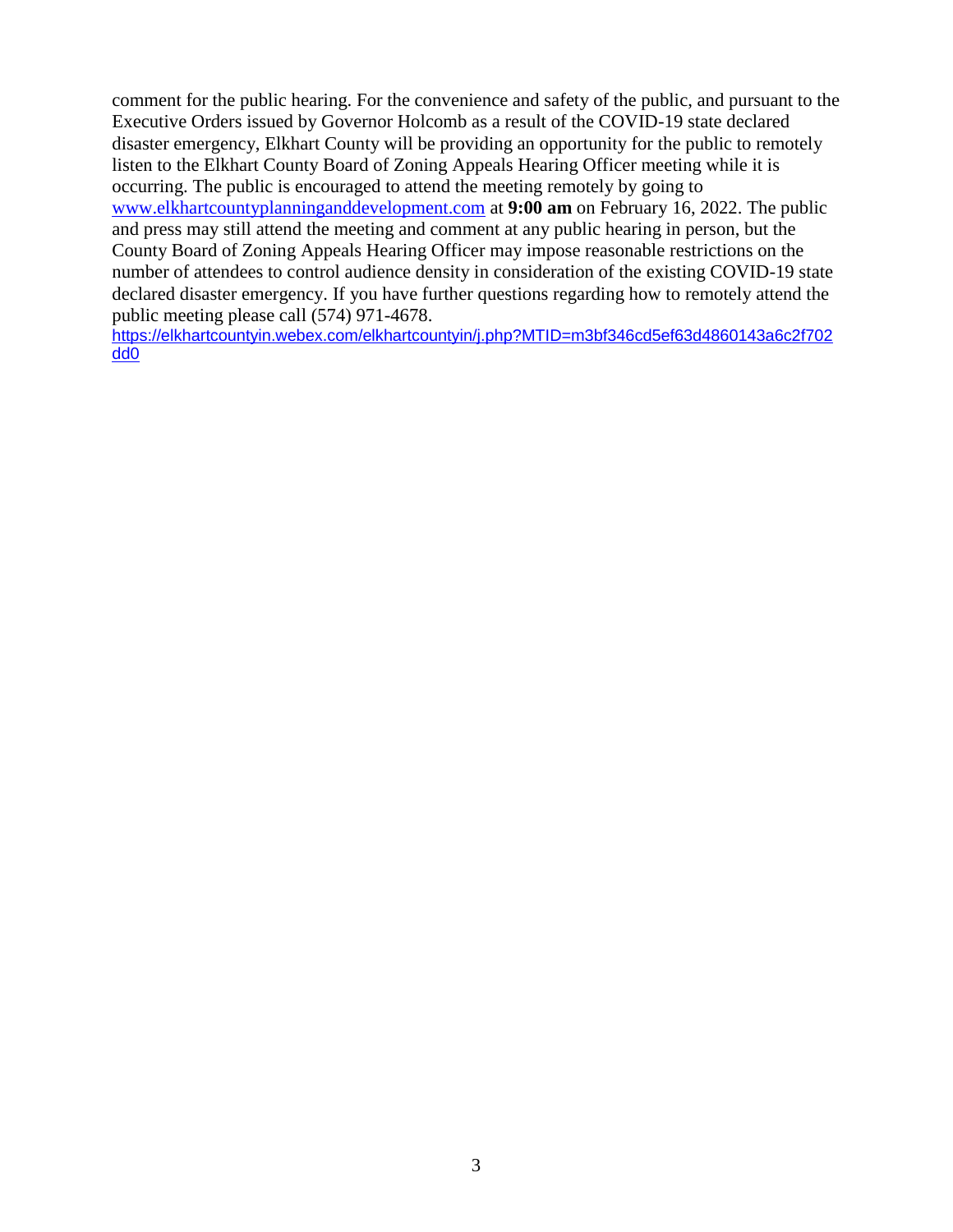comment for the public hearing. For the convenience and safety of the public, and pursuant to the Executive Orders issued by Governor Holcomb as a result of the COVID-19 state declared disaster emergency, Elkhart County will be providing an opportunity for the public to remotely listen to the Elkhart County Board of Zoning Appeals Hearing Officer meeting while it is occurring. The public is encouraged to attend the meeting remotely by going to www.elkhartcountyplanninganddevelopment.com at **9:00 am** on February 16, 2022. The public and press may still attend the meeting and comment at any public hearing in person, but the County Board of Zoning Appeals Hearing Officer may impose reasonable restrictions on the number of attendees to control audience density in consideration of the existing COVID-19 state declared disaster emergency. If you have further questions regarding how to remotely attend the public meeting please call (574) 971-4678.

https://elkhartcountyin.webex.com/elkhartcountyin/j.php?MTID=m3bf346cd5ef63d4860143a6c2f702dd0